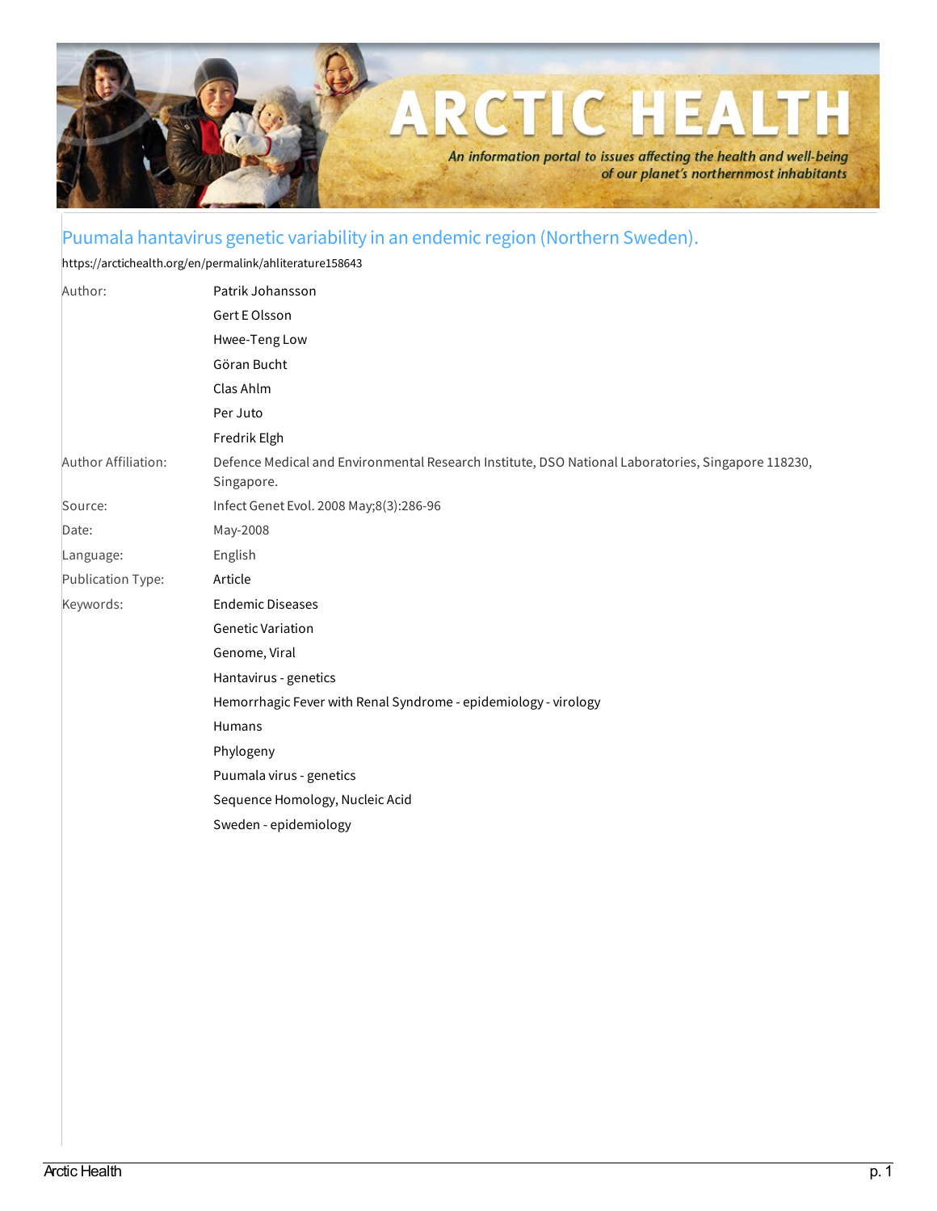# Puumala hantavirus genetic variability in an endemic region (Northern Sweden).

https://arctichealth.org/en/permalink/ahliterature158643

| | |
|---|---|
| Author: | Patrik Johansson<br>Gert E Olsson<br>Hwee-Teng Low<br>Göran Bucht<br>Clas Ahlm<br>Per Juto<br>Fredrik Elgh |
| Author Affiliation: | Defence Medical and Environmental Research Institute, DSO National Laboratories, Singapore 118230, Singapore. |
| Source: | Infect Genet Evol. 2008 May;8(3):286-96 |
| Date: | May-2008 |
| Language: | English |
| Publication Type: | Article |
| Keywords: | Endemic Diseases<br>Genetic Variation<br>Genome, Viral<br>Hantavirus - genetics<br>Hemorrhagic Fever with Renal Syndrome - epidemiology - virology<br>Humans<br>Phylogeny<br>Puumala virus - genetics<br>Sequence Homology, Nucleic Acid<br>Sweden - epidemiology |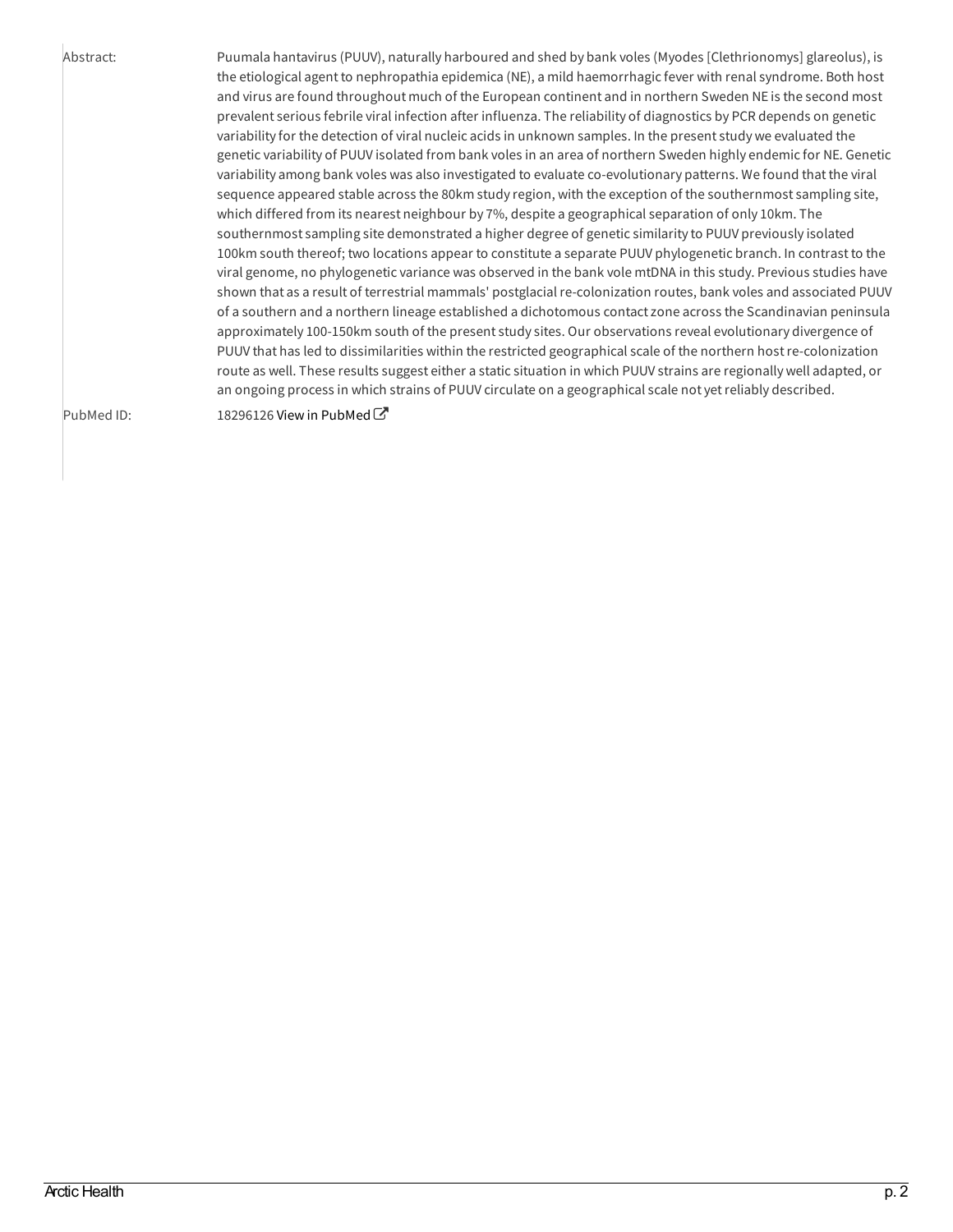Abstract: Puumala hantavirus (PUUV), naturally harboured and shed by bank voles (Myodes [Clethrionomys] glareolus), is the etiological agent to nephropathia epidemica (NE), a mild haemorrhagic fever with renal syndrome. Both host and virus are found throughout much of the European continent and in northern Sweden NE is the second most prevalent serious febrile viral infection after influenza. The reliability of diagnostics by PCR depends on genetic variability for the detection of viral nucleic acids in unknown samples. In the present study we evaluated the genetic variability of PUUV isolated from bank voles in an area of northern Sweden highly endemic for NE. Genetic variability among bank voles was also investigated to evaluate co-evolutionary patterns. We found that the viral sequence appeared stable across the 80km study region, with the exception of the southernmost sampling site, which differed from its nearest neighbour by 7%, despite a geographical separation of only 10km. The southernmost sampling site demonstrated a higher degree of genetic similarity to PUUV previously isolated 100km south thereof; two locations appear to constitute a separate PUUV phylogenetic branch. In contrast to the viral genome, no phylogenetic variance was observed in the bank vole mtDNA in this study. Previous studies have shown that as a result of terrestrial mammals' postglacial re-colonization routes, bank voles and associated PUUV of a southern and a northern lineage established a dichotomous contact zone across the Scandinavian peninsula approximately 100-150km south of the present study sites. Our observations reveal evolutionary divergence of PUUV that has led to dissimilarities within the restricted geographical scale of the northern host re-colonization route as well. These results suggest either a static situation in which PUUV strains are regionally well adapted, or an ongoing process in which strains of PUUV circulate on a geographical scale not yet reliably described.

PubMed ID: 18296126 View in PubMed